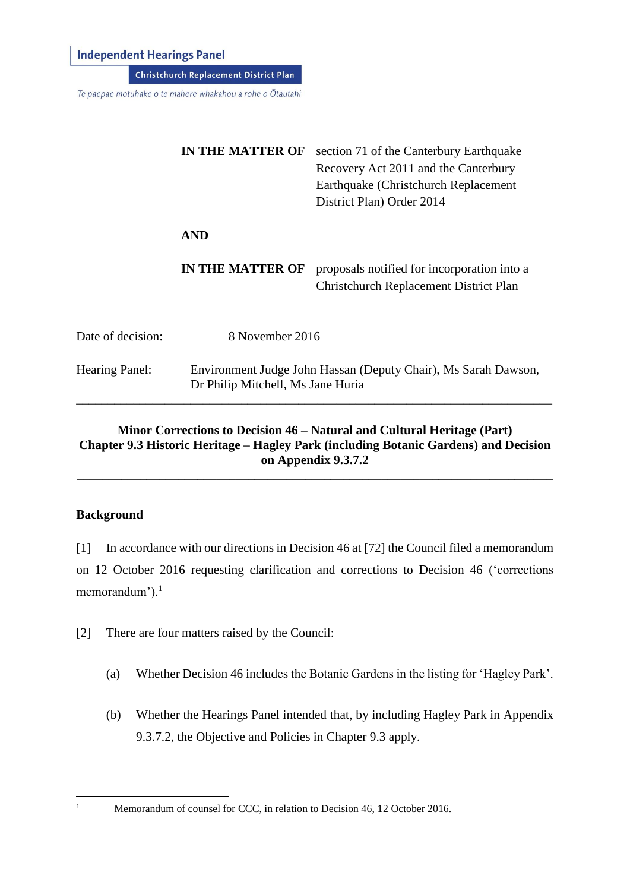**Independent Hearings Panel**

**Christchurch Replacement District Plan**

*Te paepae motuhake o te mahere whakahou a rohe o Ōtautahi*

| | |
|---|---|
| **IN THE MATTER OF** | section 71 of the Canterbury Earthquake Recovery Act 2011 and the Canterbury Earthquake (Christchurch Replacement District Plan) Order 2014 |
| **AND** | |
| **IN THE MATTER OF** | proposals notified for incorporation into a Christchurch Replacement District Plan |

Date of decision: 8 November 2016

Hearing Panel: Environment Judge John Hassan (Deputy Chair), Ms Sarah Dawson, Dr Philip Mitchell, Ms Jane Huria

---

**Minor Corrections to Decision 46 – Natural and Cultural Heritage (Part) Chapter 9.3 Historic Heritage – Hagley Park (including Botanic Gardens) and Decision on Appendix 9.3.7.2**

---

## Background

[1] In accordance with our directions in Decision 46 at [72] the Council filed a memorandum on 12 October 2016 requesting clarification and corrections to Decision 46 ('corrections memorandum').[1]

[2] There are four matters raised by the Council:

(a) Whether Decision 46 includes the Botanic Gardens in the listing for 'Hagley Park'.

(b) Whether the Hearings Panel intended that, by including Hagley Park in Appendix 9.3.7.2, the Objective and Policies in Chapter 9.3 apply.

---

[1] Memorandum of counsel for CCC, in relation to Decision 46, 12 October 2016.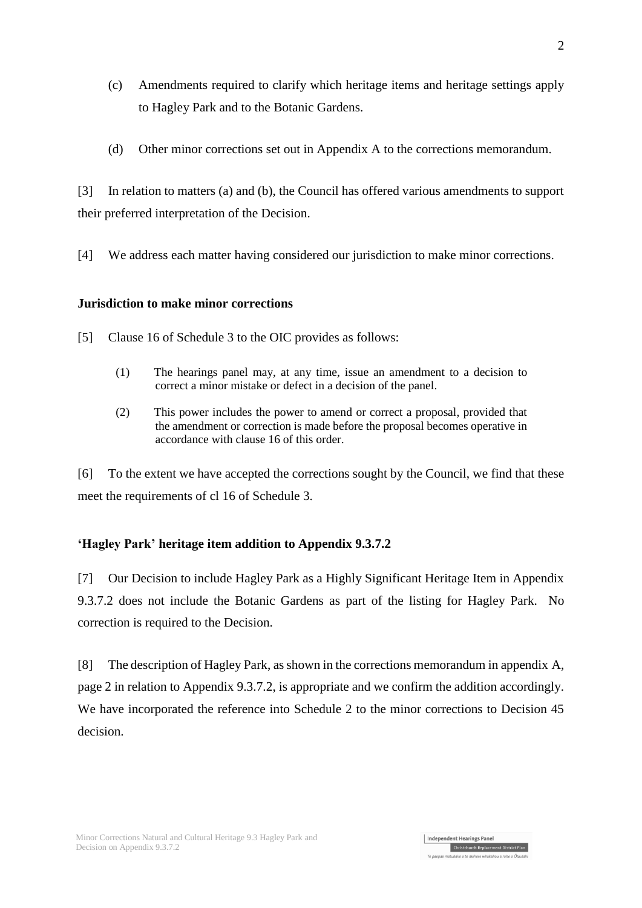(c) Amendments required to clarify which heritage items and heritage settings apply to Hagley Park and to the Botanic Gardens.

(d) Other minor corrections set out in Appendix A to the corrections memorandum.

[3] In relation to matters (a) and (b), the Council has offered various amendments to support their preferred interpretation of the Decision.

[4] We address each matter having considered our jurisdiction to make minor corrections.

**Jurisdiction to make minor corrections**

[5] Clause 16 of Schedule 3 to the OIC provides as follows:

> (1) The hearings panel may, at any time, issue an amendment to a decision to correct a minor mistake or defect in a decision of the panel.
>
> (2) This power includes the power to amend or correct a proposal, provided that the amendment or correction is made before the proposal becomes operative in accordance with clause 16 of this order.

[6] To the extent we have accepted the corrections sought by the Council, we find that these meet the requirements of cl 16 of Schedule 3.

**'Hagley Park' heritage item addition to Appendix 9.3.7.2**

[7] Our Decision to include Hagley Park as a Highly Significant Heritage Item in Appendix 9.3.7.2 does not include the Botanic Gardens as part of the listing for Hagley Park. No correction is required to the Decision.

[8] The description of Hagley Park, as shown in the corrections memorandum in appendix A, page 2 in relation to Appendix 9.3.7.2, is appropriate and we confirm the addition accordingly. We have incorporated the reference into Schedule 2 to the minor corrections to Decision 45 decision.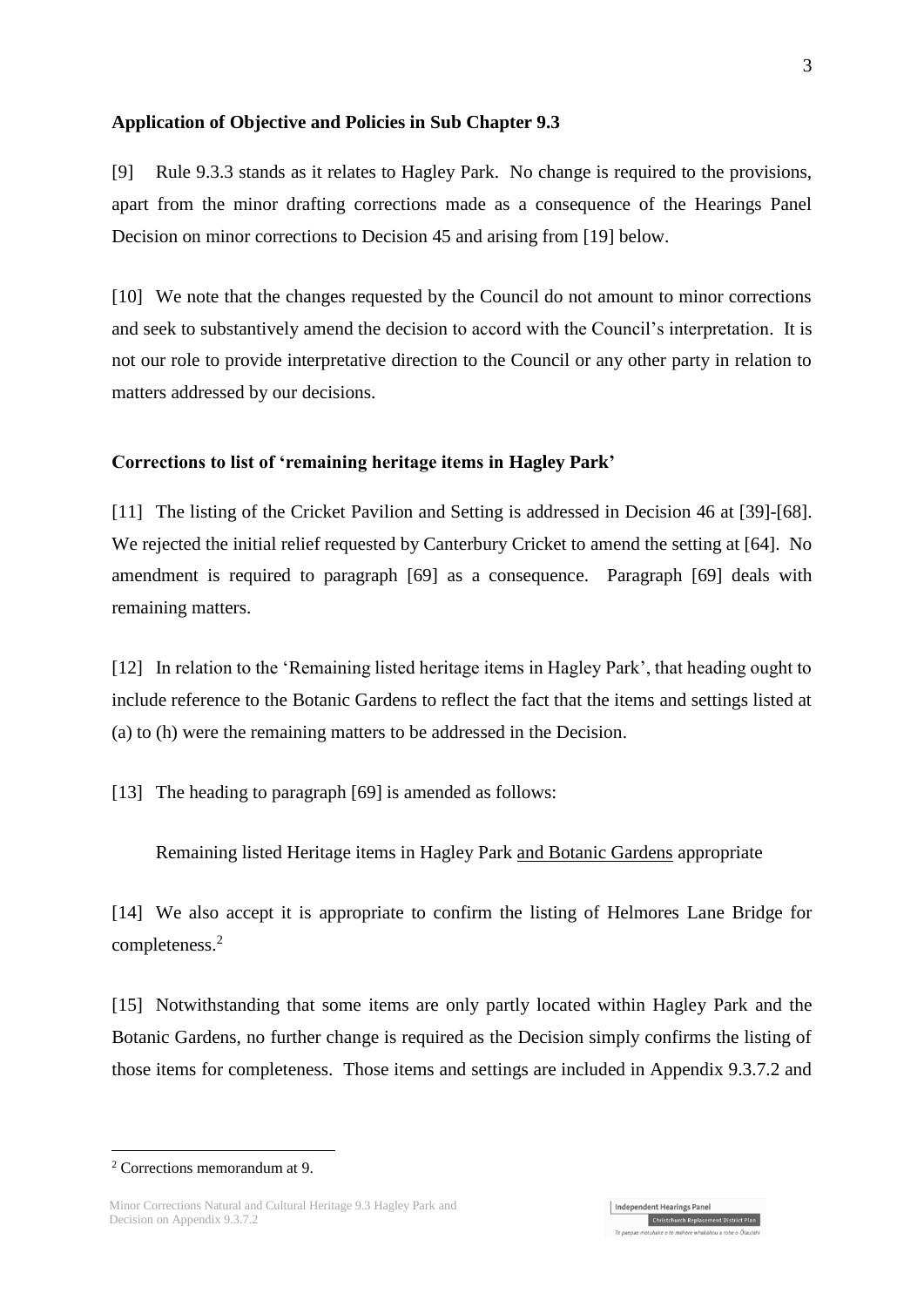**Application of Objective and Policies in Sub Chapter 9.3**

[9] Rule 9.3.3 stands as it relates to Hagley Park. No change is required to the provisions, apart from the minor drafting corrections made as a consequence of the Hearings Panel Decision on minor corrections to Decision 45 and arising from [19] below.

[10] We note that the changes requested by the Council do not amount to minor corrections and seek to substantively amend the decision to accord with the Council's interpretation. It is not our role to provide interpretative direction to the Council or any other party in relation to matters addressed by our decisions.

**Corrections to list of 'remaining heritage items in Hagley Park'**

[11] The listing of the Cricket Pavilion and Setting is addressed in Decision 46 at [39]-[68]. We rejected the initial relief requested by Canterbury Cricket to amend the setting at [64]. No amendment is required to paragraph [69] as a consequence. Paragraph [69] deals with remaining matters.

[12] In relation to the 'Remaining listed heritage items in Hagley Park', that heading ought to include reference to the Botanic Gardens to reflect the fact that the items and settings listed at (a) to (h) were the remaining matters to be addressed in the Decision.

[13] The heading to paragraph [69] is amended as follows:

Remaining listed Heritage items in Hagley Park <u>and Botanic Gardens</u> appropriate

[14] We also accept it is appropriate to confirm the listing of Helmores Lane Bridge for completeness.[2]

[15] Notwithstanding that some items are only partly located within Hagley Park and the Botanic Gardens, no further change is required as the Decision simply confirms the listing of those items for completeness. Those items and settings are included in Appendix 9.3.7.2 and

---

[2] Corrections memorandum at 9.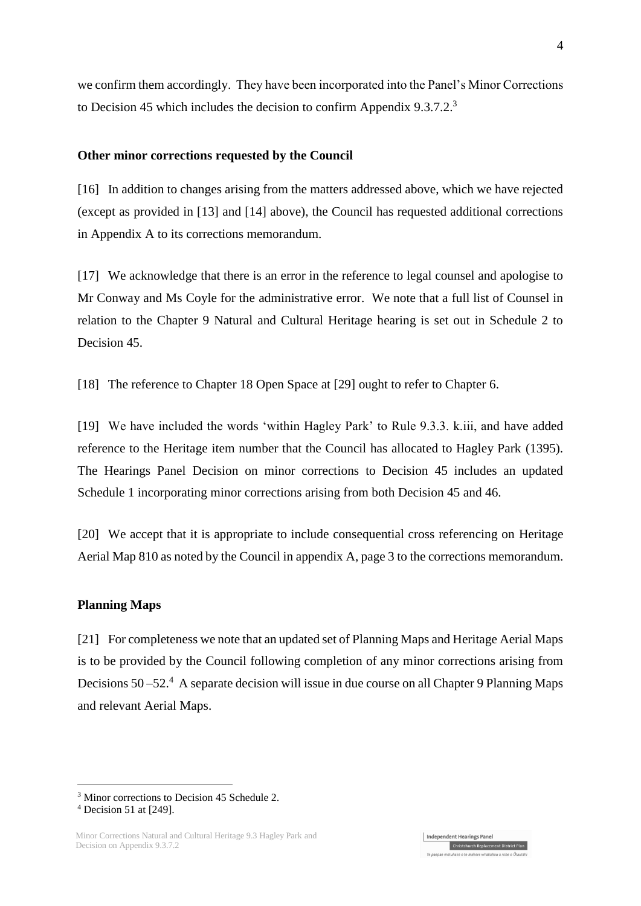we confirm them accordingly. They have been incorporated into the Panel's Minor Corrections to Decision 45 which includes the decision to confirm Appendix 9.3.7.2.[3]

**Other minor corrections requested by the Council**

[16] In addition to changes arising from the matters addressed above, which we have rejected (except as provided in [13] and [14] above), the Council has requested additional corrections in Appendix A to its corrections memorandum.

[17] We acknowledge that there is an error in the reference to legal counsel and apologise to Mr Conway and Ms Coyle for the administrative error. We note that a full list of Counsel in relation to the Chapter 9 Natural and Cultural Heritage hearing is set out in Schedule 2 to Decision 45.

[18] The reference to Chapter 18 Open Space at [29] ought to refer to Chapter 6.

[19] We have included the words 'within Hagley Park' to Rule 9.3.3. k.iii, and have added reference to the Heritage item number that the Council has allocated to Hagley Park (1395). The Hearings Panel Decision on minor corrections to Decision 45 includes an updated Schedule 1 incorporating minor corrections arising from both Decision 45 and 46.

[20] We accept that it is appropriate to include consequential cross referencing on Heritage Aerial Map 810 as noted by the Council in appendix A, page 3 to the corrections memorandum.

**Planning Maps**

[21] For completeness we note that an updated set of Planning Maps and Heritage Aerial Maps is to be provided by the Council following completion of any minor corrections arising from Decisions 50 –52.[4] A separate decision will issue in due course on all Chapter 9 Planning Maps and relevant Aerial Maps.

---

[3] Minor corrections to Decision 45 Schedule 2.

[4] Decision 51 at [249].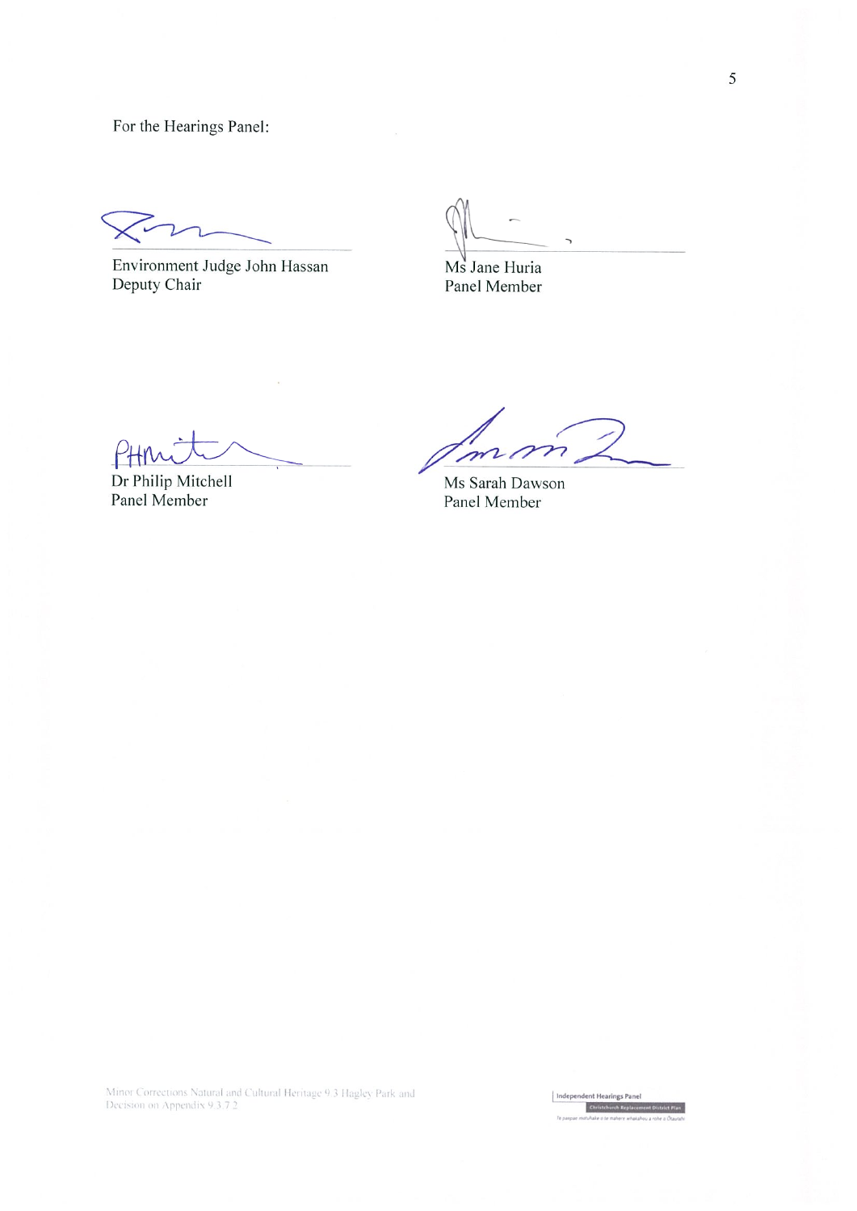For the Hearings Panel:

Environment Judge John Hassan
Deputy Chair

Ms Jane Huria
Panel Member

Dr Philip Mitchell
Panel Member

Ms Sarah Dawson
Panel Member